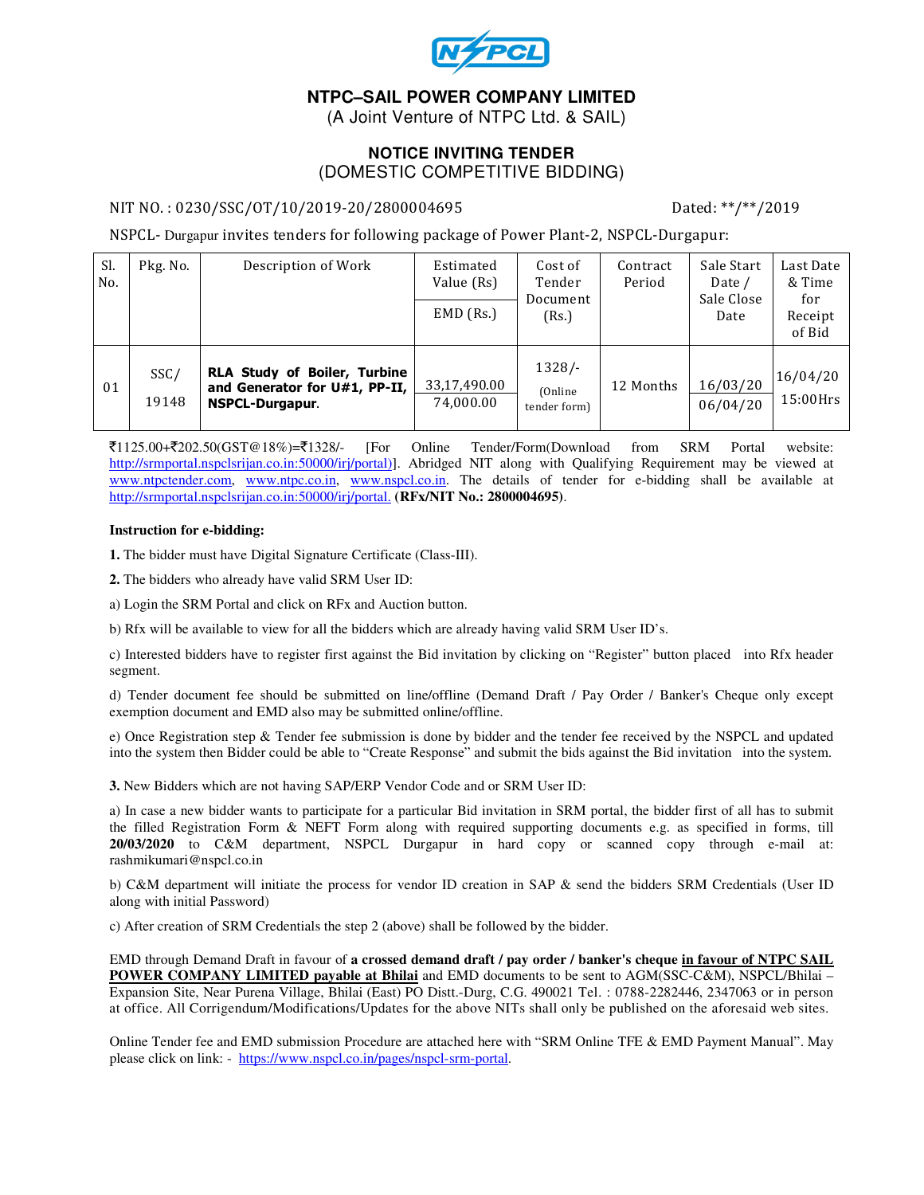# NTPC–SAIL POWER COMPANY LIMITED

(A Joint Venture of NTPC Ltd. & SAIL)

## NOTICE INVITING TENDER

(DOMESTIC COMPETITIVE BIDDING)

NIT NO. : 0230/SSC/OT/10/2019-20/2800004695 Dated: \*\*/\*\*/2019

NSPCL- Durgapur invites tenders for following package of Power Plant-2, NSPCL-Durgapur:

| Sl. No. | Pkg. No. | Description of Work | Estimated Value (Rs) / EMD (Rs.) | Cost of Tender Document (Rs.) | Contract Period | Sale Start Date / Sale Close Date | Last Date & Time for Receipt of Bid |
|---|---|---|---|---|---|---|---|
| 01 | SSC/ 19148 | **RLA Study of Boiler, Turbine and Generator for U#1, PP-II, NSPCL-Durgapur.** | 33,17,490.00 / 74,000.00 | 1328/- (Online tender form) | 12 Months | 16/03/20 / 06/04/20 | 16/04/20 15:00Hrs |

₹1125.00+₹202.50(GST@18%)=₹1328/- [For Online Tender/Form(Download from SRM Portal website: http://srmportal.nspclsrijan.co.in:50000/irj/portal)]. Abridged NIT along with Qualifying Requirement may be viewed at www.ntpctender.com, www.ntpc.co.in, www.nspcl.co.in. The details of tender for e-bidding shall be available at http://srmportal.nspclsrijan.co.in:50000/irj/portal. **(RFx/NIT No.: 2800004695)**.

**Instruction for e-bidding:**

**1.** The bidder must have Digital Signature Certificate (Class-III).

**2.** The bidders who already have valid SRM User ID:

a) Login the SRM Portal and click on RFx and Auction button.

b) Rfx will be available to view for all the bidders which are already having valid SRM User ID's.

c) Interested bidders have to register first against the Bid invitation by clicking on "Register" button placed into Rfx header segment.

d) Tender document fee should be submitted on line/offline (Demand Draft / Pay Order / Banker's Cheque only except exemption document and EMD also may be submitted online/offline.

e) Once Registration step & Tender fee submission is done by bidder and the tender fee received by the NSPCL and updated into the system then Bidder could be able to "Create Response" and submit the bids against the Bid invitation into the system.

**3.** New Bidders which are not having SAP/ERP Vendor Code and or SRM User ID:

a) In case a new bidder wants to participate for a particular Bid invitation in SRM portal, the bidder first of all has to submit the filled Registration Form & NEFT Form along with required supporting documents e.g. as specified in forms, till **20/03/2020** to C&M department, NSPCL Durgapur in hard copy or scanned copy through e-mail at: rashmikumari@nspcl.co.in

b) C&M department will initiate the process for vendor ID creation in SAP & send the bidders SRM Credentials (User ID along with initial Password)

c) After creation of SRM Credentials the step 2 (above) shall be followed by the bidder.

EMD through Demand Draft in favour of **a crossed demand draft / pay order / banker's cheque** **in favour of NTPC SAIL POWER COMPANY LIMITED payable at Bhilai** and EMD documents to be sent to AGM(SSC-C&M), NSPCL/Bhilai – Expansion Site, Near Purena Village, Bhilai (East) PO Distt.-Durg, C.G. 490021 Tel. : 0788-2282446, 2347063 or in person at office. All Corrigendum/Modifications/Updates for the above NITs shall only be published on the aforesaid web sites.

Online Tender fee and EMD submission Procedure are attached here with "SRM Online TFE & EMD Payment Manual". May please click on link: - https://www.nspcl.co.in/pages/nspcl-srm-portal.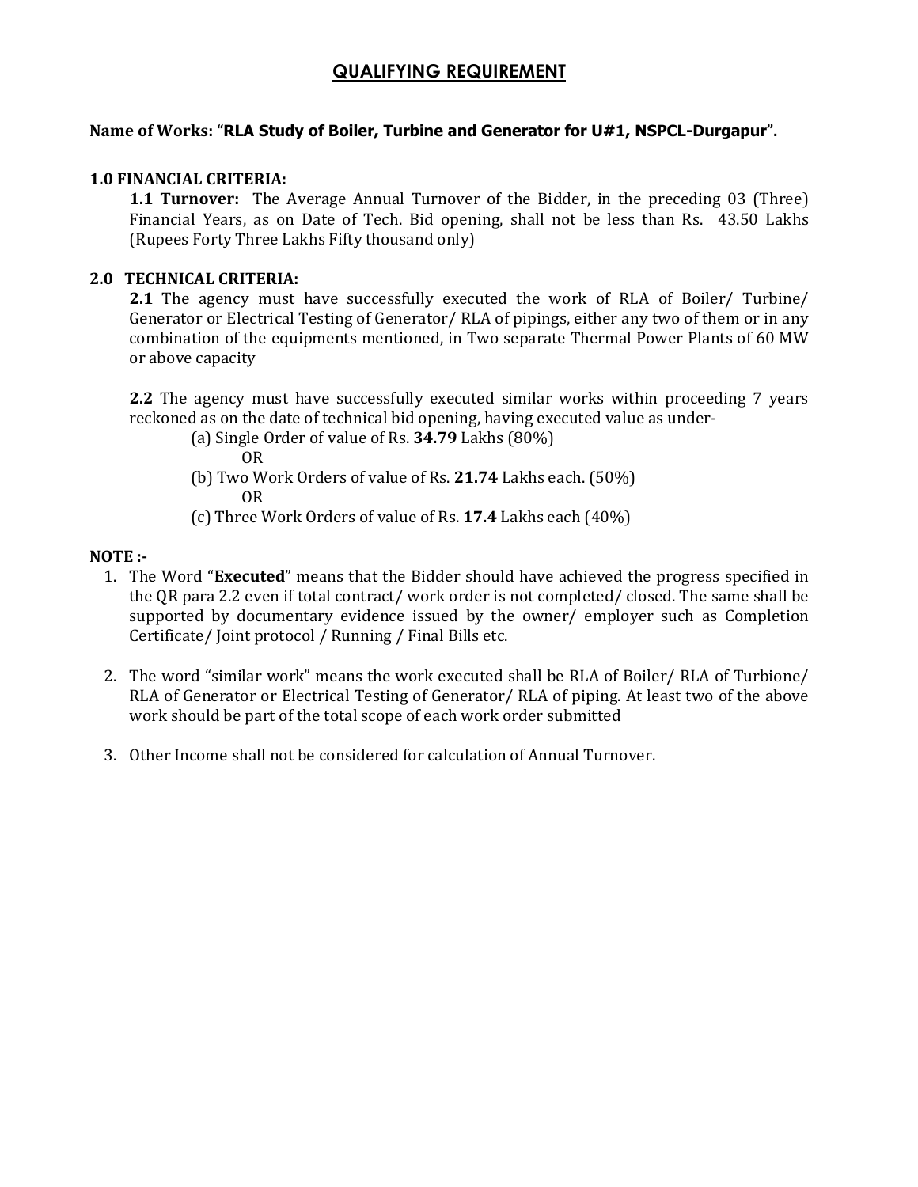# QUALIFYING REQUIREMENT

**Name of Works: "RLA Study of Boiler, Turbine and Generator for U#1, NSPCL-Durgapur".**

**1.0 FINANCIAL CRITERIA:**

**1.1 Turnover:** The Average Annual Turnover of the Bidder, in the preceding 03 (Three) Financial Years, as on Date of Tech. Bid opening, shall not be less than Rs. 43.50 Lakhs (Rupees Forty Three Lakhs Fifty thousand only)

**2.0 TECHNICAL CRITERIA:**

**2.1** The agency must have successfully executed the work of RLA of Boiler/ Turbine/ Generator or Electrical Testing of Generator/ RLA of pipings, either any two of them or in any combination of the equipments mentioned, in Two separate Thermal Power Plants of 60 MW or above capacity

**2.2** The agency must have successfully executed similar works within proceeding 7 years reckoned as on the date of technical bid opening, having executed value as under-

(a) Single Order of value of Rs. **34.79** Lakhs (80%)

OR

(b) Two Work Orders of value of Rs. **21.74** Lakhs each. (50%)

OR

(c) Three Work Orders of value of Rs. **17.4** Lakhs each (40%)

**NOTE :-**

1. The Word "**Executed**" means that the Bidder should have achieved the progress specified in the QR para 2.2 even if total contract/ work order is not completed/ closed. The same shall be supported by documentary evidence issued by the owner/ employer such as Completion Certificate/ Joint protocol / Running / Final Bills etc.

2. The word "similar work" means the work executed shall be RLA of Boiler/ RLA of Turbione/ RLA of Generator or Electrical Testing of Generator/ RLA of piping. At least two of the above work should be part of the total scope of each work order submitted

3. Other Income shall not be considered for calculation of Annual Turnover.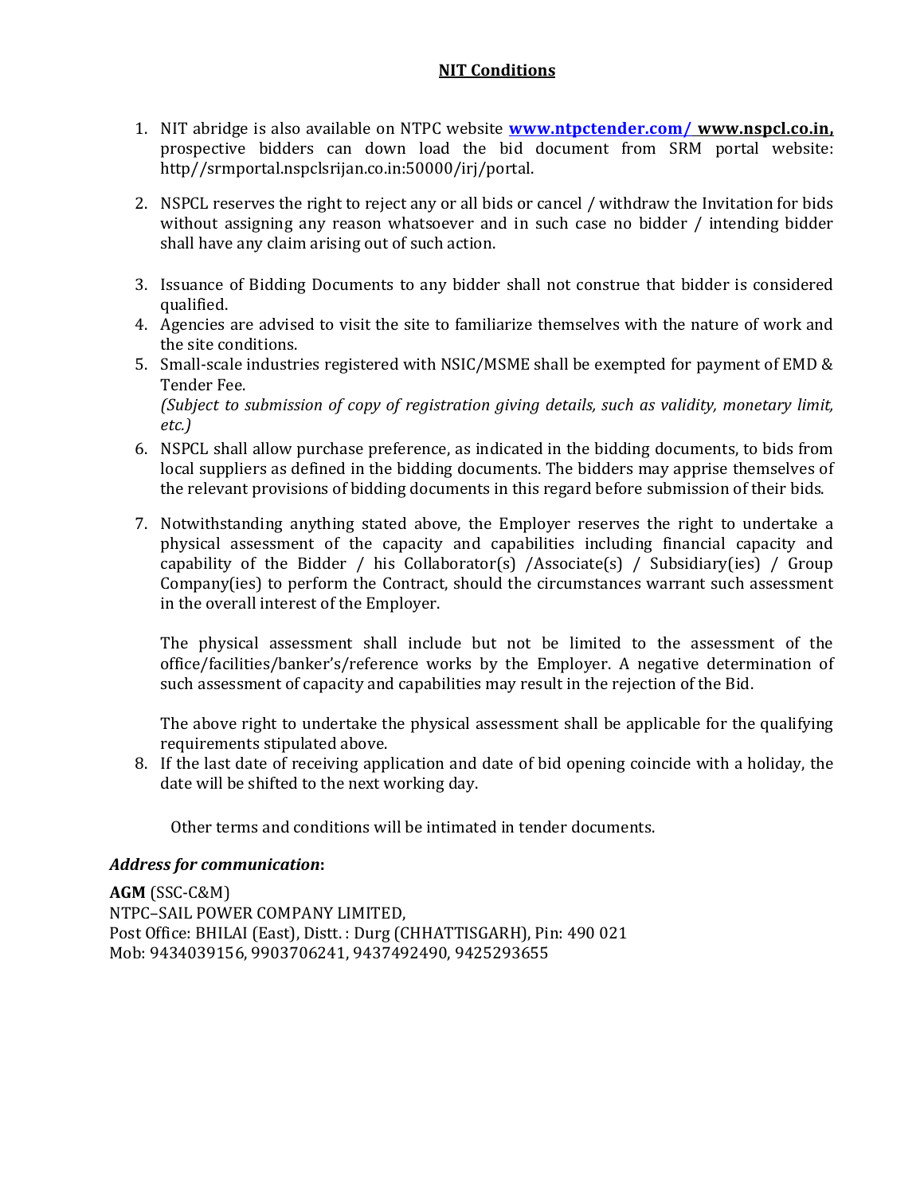## NIT Conditions

1. NIT abridge is also available on NTPC website **[www.ntpctender.com/](http://www.ntpctender.com/) www.nspcl.co.in,** prospective bidders can down load the bid document from SRM portal website: http//srmportal.nspclsrijan.co.in:50000/irj/portal.

2. NSPCL reserves the right to reject any or all bids or cancel / withdraw the Invitation for bids without assigning any reason whatsoever and in such case no bidder / intending bidder shall have any claim arising out of such action.

3. Issuance of Bidding Documents to any bidder shall not construe that bidder is considered qualified.
4. Agencies are advised to visit the site to familiarize themselves with the nature of work and the site conditions.
5. Small-scale industries registered with NSIC/MSME shall be exempted for payment of EMD & Tender Fee.
   *(Subject to submission of copy of registration giving details, such as validity, monetary limit, etc.)*
6. NSPCL shall allow purchase preference, as indicated in the bidding documents, to bids from local suppliers as defined in the bidding documents. The bidders may apprise themselves of the relevant provisions of bidding documents in this regard before submission of their bids.

7. Notwithstanding anything stated above, the Employer reserves the right to undertake a physical assessment of the capacity and capabilities including financial capacity and capability of the Bidder / his Collaborator(s) /Associate(s) / Subsidiary(ies) / Group Company(ies) to perform the Contract, should the circumstances warrant such assessment in the overall interest of the Employer.

   The physical assessment shall include but not be limited to the assessment of the office/facilities/banker's/reference works by the Employer. A negative determination of such assessment of capacity and capabilities may result in the rejection of the Bid.

   The above right to undertake the physical assessment shall be applicable for the qualifying requirements stipulated above.
8. If the last date of receiving application and date of bid opening coincide with a holiday, the date will be shifted to the next working day.

Other terms and conditions will be intimated in tender documents.

***Address for communication*:**

**AGM** (SSC-C&M)
NTPC–SAIL POWER COMPANY LIMITED,
Post Office: BHILAI (East), Distt. : Durg (CHHATTISGARH), Pin: 490 021
Mob: 9434039156, 9903706241, 9437492490, 9425293655